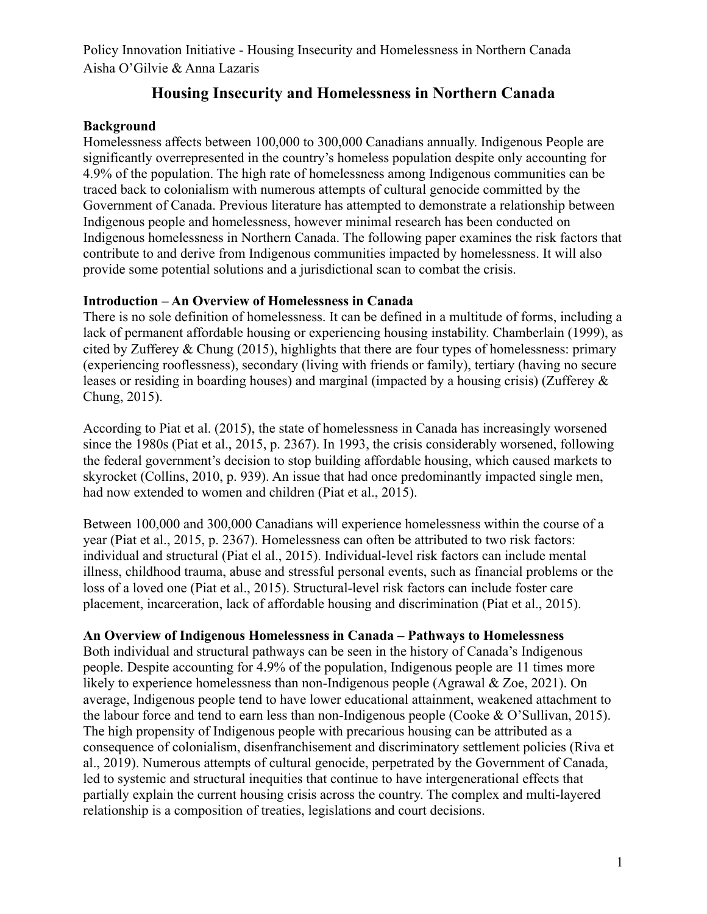Policy Innovation Initiative - Housing Insecurity and Homelessness in Northern Canada
Aisha O'Gilvie & Anna Lazaris

# Housing Insecurity and Homelessness in Northern Canada

**Background**

Homelessness affects between 100,000 to 300,000 Canadians annually. Indigenous People are significantly overrepresented in the country's homeless population despite only accounting for 4.9% of the population. The high rate of homelessness among Indigenous communities can be traced back to colonialism with numerous attempts of cultural genocide committed by the Government of Canada. Previous literature has attempted to demonstrate a relationship between Indigenous people and homelessness, however minimal research has been conducted on Indigenous homelessness in Northern Canada. The following paper examines the risk factors that contribute to and derive from Indigenous communities impacted by homelessness. It will also provide some potential solutions and a jurisdictional scan to combat the crisis.

**Introduction – An Overview of Homelessness in Canada**

There is no sole definition of homelessness. It can be defined in a multitude of forms, including a lack of permanent affordable housing or experiencing housing instability. Chamberlain (1999), as cited by Zufferey & Chung (2015), highlights that there are four types of homelessness: primary (experiencing rooflessness), secondary (living with friends or family), tertiary (having no secure leases or residing in boarding houses) and marginal (impacted by a housing crisis) (Zufferey & Chung, 2015).

According to Piat et al. (2015), the state of homelessness in Canada has increasingly worsened since the 1980s (Piat et al., 2015, p. 2367). In 1993, the crisis considerably worsened, following the federal government's decision to stop building affordable housing, which caused markets to skyrocket (Collins, 2010, p. 939). An issue that had once predominantly impacted single men, had now extended to women and children (Piat et al., 2015).

Between 100,000 and 300,000 Canadians will experience homelessness within the course of a year (Piat et al., 2015, p. 2367). Homelessness can often be attributed to two risk factors: individual and structural (Piat el al., 2015). Individual-level risk factors can include mental illness, childhood trauma, abuse and stressful personal events, such as financial problems or the loss of a loved one (Piat et al., 2015). Structural-level risk factors can include foster care placement, incarceration, lack of affordable housing and discrimination (Piat et al., 2015).

**An Overview of Indigenous Homelessness in Canada – Pathways to Homelessness**

Both individual and structural pathways can be seen in the history of Canada's Indigenous people. Despite accounting for 4.9% of the population, Indigenous people are 11 times more likely to experience homelessness than non-Indigenous people (Agrawal & Zoe, 2021). On average, Indigenous people tend to have lower educational attainment, weakened attachment to the labour force and tend to earn less than non-Indigenous people (Cooke & O'Sullivan, 2015). The high propensity of Indigenous people with precarious housing can be attributed as a consequence of colonialism, disenfranchisement and discriminatory settlement policies (Riva et al., 2019). Numerous attempts of cultural genocide, perpetrated by the Government of Canada, led to systemic and structural inequities that continue to have intergenerational effects that partially explain the current housing crisis across the country. The complex and multi-layered relationship is a composition of treaties, legislations and court decisions.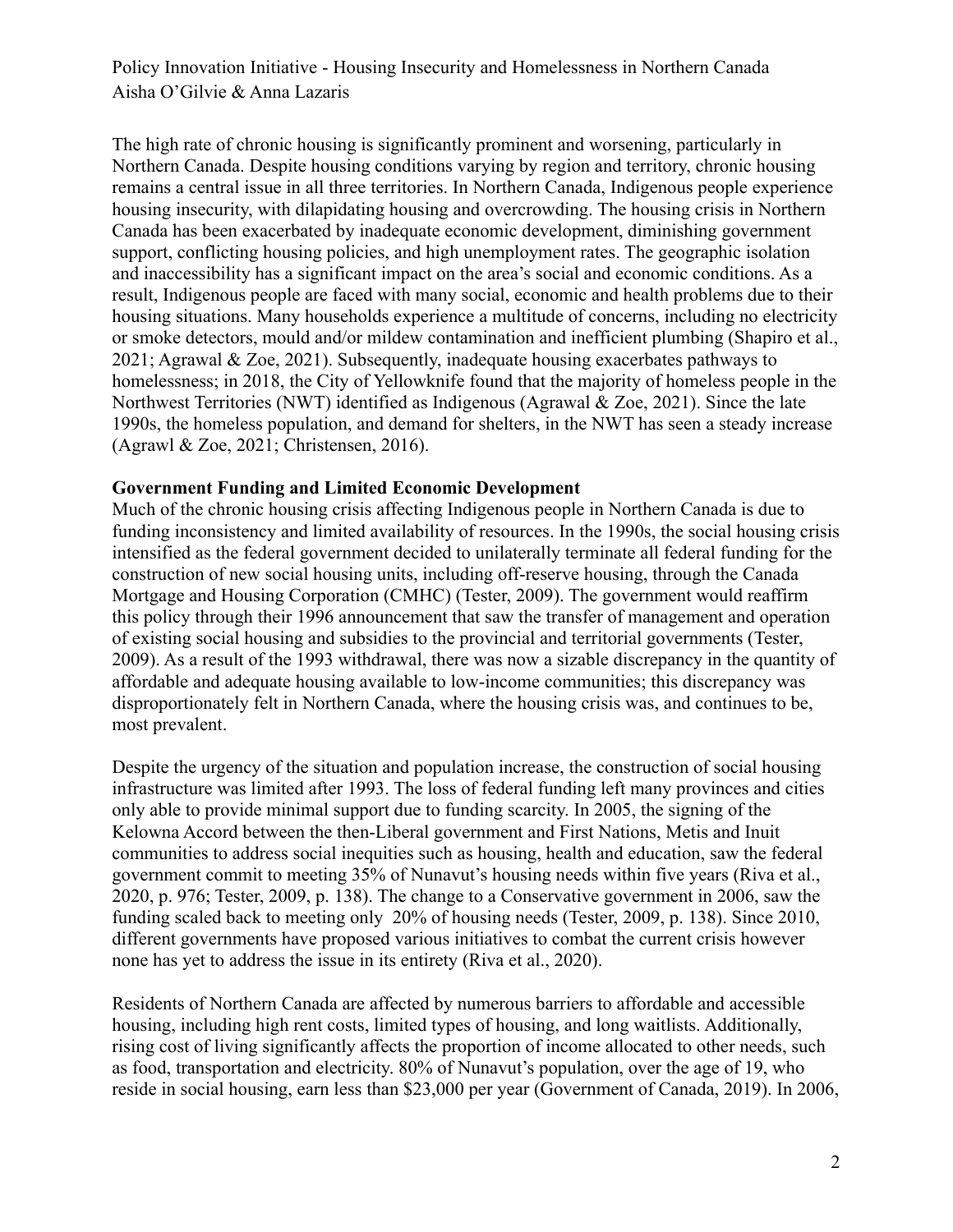The high rate of chronic housing is significantly prominent and worsening, particularly in Northern Canada. Despite housing conditions varying by region and territory, chronic housing remains a central issue in all three territories. In Northern Canada, Indigenous people experience housing insecurity, with dilapidating housing and overcrowding. The housing crisis in Northern Canada has been exacerbated by inadequate economic development, diminishing government support, conflicting housing policies, and high unemployment rates. The geographic isolation and inaccessibility has a significant impact on the area's social and economic conditions. As a result, Indigenous people are faced with many social, economic and health problems due to their housing situations. Many households experience a multitude of concerns, including no electricity or smoke detectors, mould and/or mildew contamination and inefficient plumbing (Shapiro et al., 2021; Agrawal & Zoe, 2021). Subsequently, inadequate housing exacerbates pathways to homelessness; in 2018, the City of Yellowknife found that the majority of homeless people in the Northwest Territories (NWT) identified as Indigenous (Agrawal & Zoe, 2021). Since the late 1990s, the homeless population, and demand for shelters, in the NWT has seen a steady increase (Agrawl & Zoe, 2021; Christensen, 2016).

**Government Funding and Limited Economic Development**

Much of the chronic housing crisis affecting Indigenous people in Northern Canada is due to funding inconsistency and limited availability of resources. In the 1990s, the social housing crisis intensified as the federal government decided to unilaterally terminate all federal funding for the construction of new social housing units, including off-reserve housing, through the Canada Mortgage and Housing Corporation (CMHC) (Tester, 2009). The government would reaffirm this policy through their 1996 announcement that saw the transfer of management and operation of existing social housing and subsidies to the provincial and territorial governments (Tester, 2009). As a result of the 1993 withdrawal, there was now a sizable discrepancy in the quantity of affordable and adequate housing available to low-income communities; this discrepancy was disproportionately felt in Northern Canada, where the housing crisis was, and continues to be, most prevalent.

Despite the urgency of the situation and population increase, the construction of social housing infrastructure was limited after 1993. The loss of federal funding left many provinces and cities only able to provide minimal support due to funding scarcity. In 2005, the signing of the Kelowna Accord between the then-Liberal government and First Nations, Metis and Inuit communities to address social inequities such as housing, health and education, saw the federal government commit to meeting 35% of Nunavut's housing needs within five years (Riva et al., 2020, p. 976; Tester, 2009, p. 138). The change to a Conservative government in 2006, saw the funding scaled back to meeting only 20% of housing needs (Tester, 2009, p. 138). Since 2010, different governments have proposed various initiatives to combat the current crisis however none has yet to address the issue in its entirety (Riva et al., 2020).

Residents of Northern Canada are affected by numerous barriers to affordable and accessible housing, including high rent costs, limited types of housing, and long waitlists. Additionally, rising cost of living significantly affects the proportion of income allocated to other needs, such as food, transportation and electricity. 80% of Nunavut's population, over the age of 19, who reside in social housing, earn less than $23,000 per year (Government of Canada, 2019). In 2006,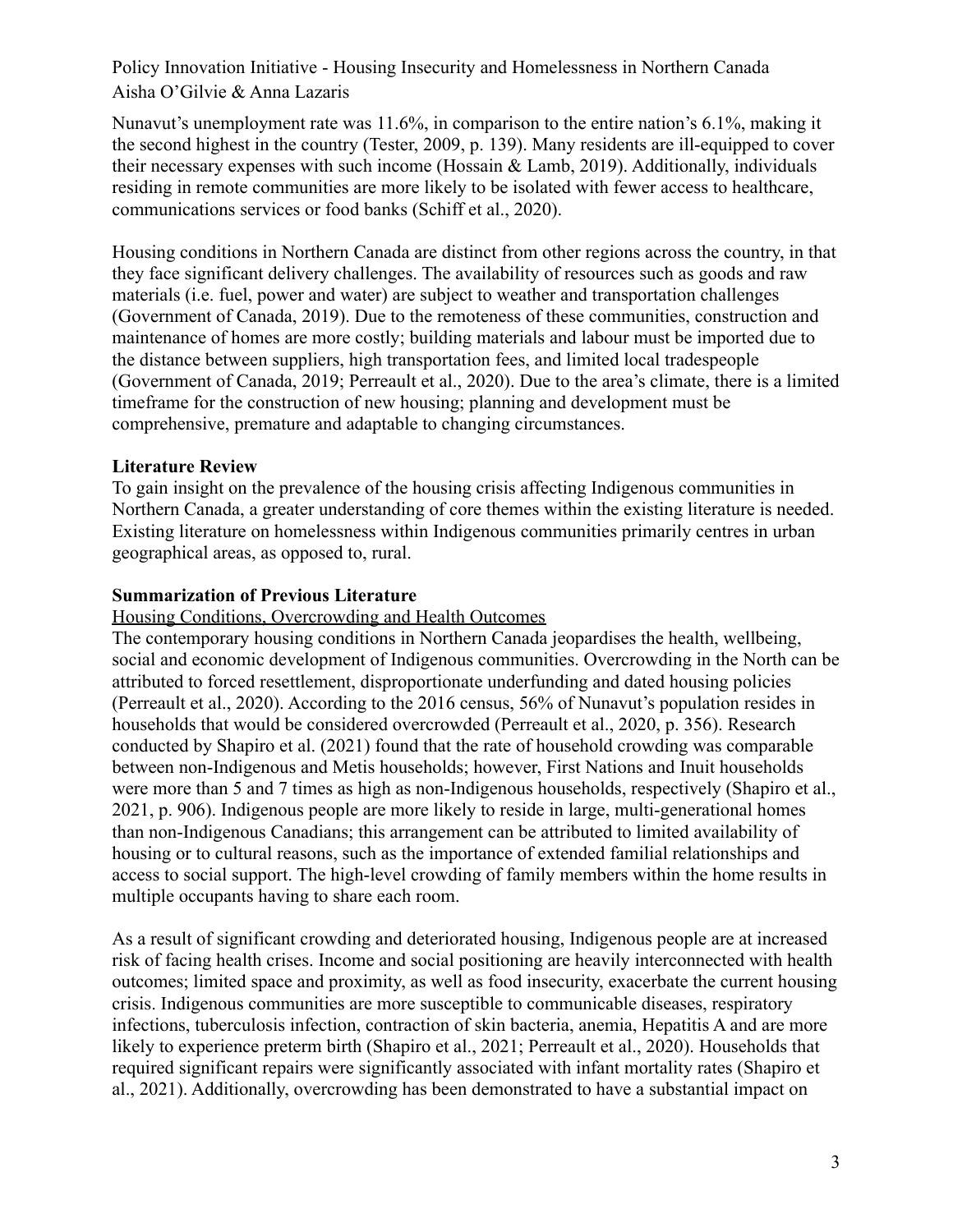Nunavut's unemployment rate was 11.6%, in comparison to the entire nation's 6.1%, making it the second highest in the country (Tester, 2009, p. 139). Many residents are ill-equipped to cover their necessary expenses with such income (Hossain & Lamb, 2019). Additionally, individuals residing in remote communities are more likely to be isolated with fewer access to healthcare, communications services or food banks (Schiff et al., 2020).

Housing conditions in Northern Canada are distinct from other regions across the country, in that they face significant delivery challenges. The availability of resources such as goods and raw materials (i.e. fuel, power and water) are subject to weather and transportation challenges (Government of Canada, 2019). Due to the remoteness of these communities, construction and maintenance of homes are more costly; building materials and labour must be imported due to the distance between suppliers, high transportation fees, and limited local tradespeople (Government of Canada, 2019; Perreault et al., 2020). Due to the area's climate, there is a limited timeframe for the construction of new housing; planning and development must be comprehensive, premature and adaptable to changing circumstances.

## Literature Review

To gain insight on the prevalence of the housing crisis affecting Indigenous communities in Northern Canada, a greater understanding of core themes within the existing literature is needed. Existing literature on homelessness within Indigenous communities primarily centres in urban geographical areas, as opposed to, rural.

## Summarization of Previous Literature

### Housing Conditions, Overcrowding and Health Outcomes

The contemporary housing conditions in Northern Canada jeopardises the health, wellbeing, social and economic development of Indigenous communities. Overcrowding in the North can be attributed to forced resettlement, disproportionate underfunding and dated housing policies (Perreault et al., 2020). According to the 2016 census, 56% of Nunavut's population resides in households that would be considered overcrowded (Perreault et al., 2020, p. 356). Research conducted by Shapiro et al. (2021) found that the rate of household crowding was comparable between non-Indigenous and Metis households; however, First Nations and Inuit households were more than 5 and 7 times as high as non-Indigenous households, respectively (Shapiro et al., 2021, p. 906). Indigenous people are more likely to reside in large, multi-generational homes than non-Indigenous Canadians; this arrangement can be attributed to limited availability of housing or to cultural reasons, such as the importance of extended familial relationships and access to social support. The high-level crowding of family members within the home results in multiple occupants having to share each room.

As a result of significant crowding and deteriorated housing, Indigenous people are at increased risk of facing health crises. Income and social positioning are heavily interconnected with health outcomes; limited space and proximity, as well as food insecurity, exacerbate the current housing crisis. Indigenous communities are more susceptible to communicable diseases, respiratory infections, tuberculosis infection, contraction of skin bacteria, anemia, Hepatitis A and are more likely to experience preterm birth (Shapiro et al., 2021; Perreault et al., 2020). Households that required significant repairs were significantly associated with infant mortality rates (Shapiro et al., 2021). Additionally, overcrowding has been demonstrated to have a substantial impact on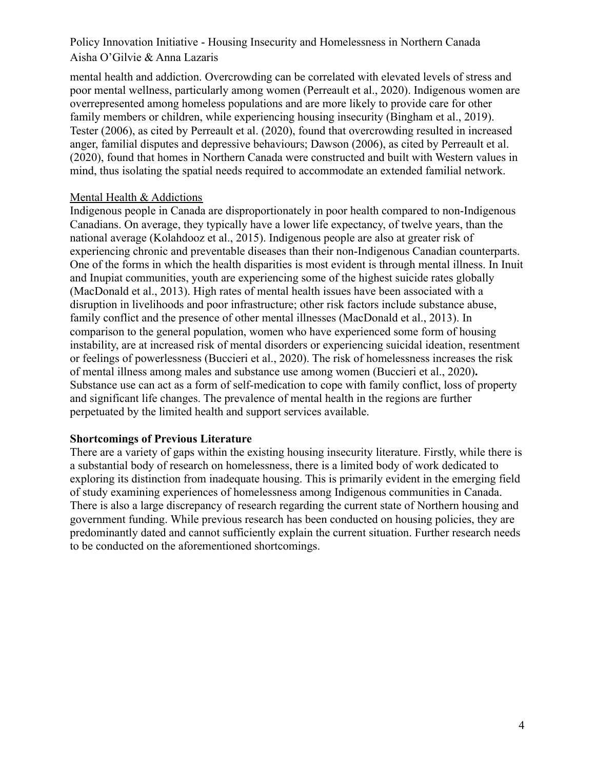mental health and addiction. Overcrowding can be correlated with elevated levels of stress and poor mental wellness, particularly among women (Perreault et al., 2020). Indigenous women are overrepresented among homeless populations and are more likely to provide care for other family members or children, while experiencing housing insecurity (Bingham et al., 2019). Tester (2006), as cited by Perreault et al. (2020), found that overcrowding resulted in increased anger, familial disputes and depressive behaviours; Dawson (2006), as cited by Perreault et al. (2020), found that homes in Northern Canada were constructed and built with Western values in mind, thus isolating the spatial needs required to accommodate an extended familial network.

<u>Mental Health & Addictions</u>

Indigenous people in Canada are disproportionately in poor health compared to non-Indigenous Canadians. On average, they typically have a lower life expectancy, of twelve years, than the national average (Kolahdooz et al., 2015). Indigenous people are also at greater risk of experiencing chronic and preventable diseases than their non-Indigenous Canadian counterparts. One of the forms in which the health disparities is most evident is through mental illness. In Inuit and Inupiat communities, youth are experiencing some of the highest suicide rates globally (MacDonald et al., 2013). High rates of mental health issues have been associated with a disruption in livelihoods and poor infrastructure; other risk factors include substance abuse, family conflict and the presence of other mental illnesses (MacDonald et al., 2013). In comparison to the general population, women who have experienced some form of housing instability, are at increased risk of mental disorders or experiencing suicidal ideation, resentment or feelings of powerlessness (Buccieri et al., 2020). The risk of homelessness increases the risk of mental illness among males and substance use among women (Buccieri et al., 2020)**.** Substance use can act as a form of self-medication to cope with family conflict, loss of property and significant life changes. The prevalence of mental health in the regions are further perpetuated by the limited health and support services available.

**Shortcomings of Previous Literature**

There are a variety of gaps within the existing housing insecurity literature. Firstly, while there is a substantial body of research on homelessness, there is a limited body of work dedicated to exploring its distinction from inadequate housing. This is primarily evident in the emerging field of study examining experiences of homelessness among Indigenous communities in Canada. There is also a large discrepancy of research regarding the current state of Northern housing and government funding. While previous research has been conducted on housing policies, they are predominantly dated and cannot sufficiently explain the current situation. Further research needs to be conducted on the aforementioned shortcomings.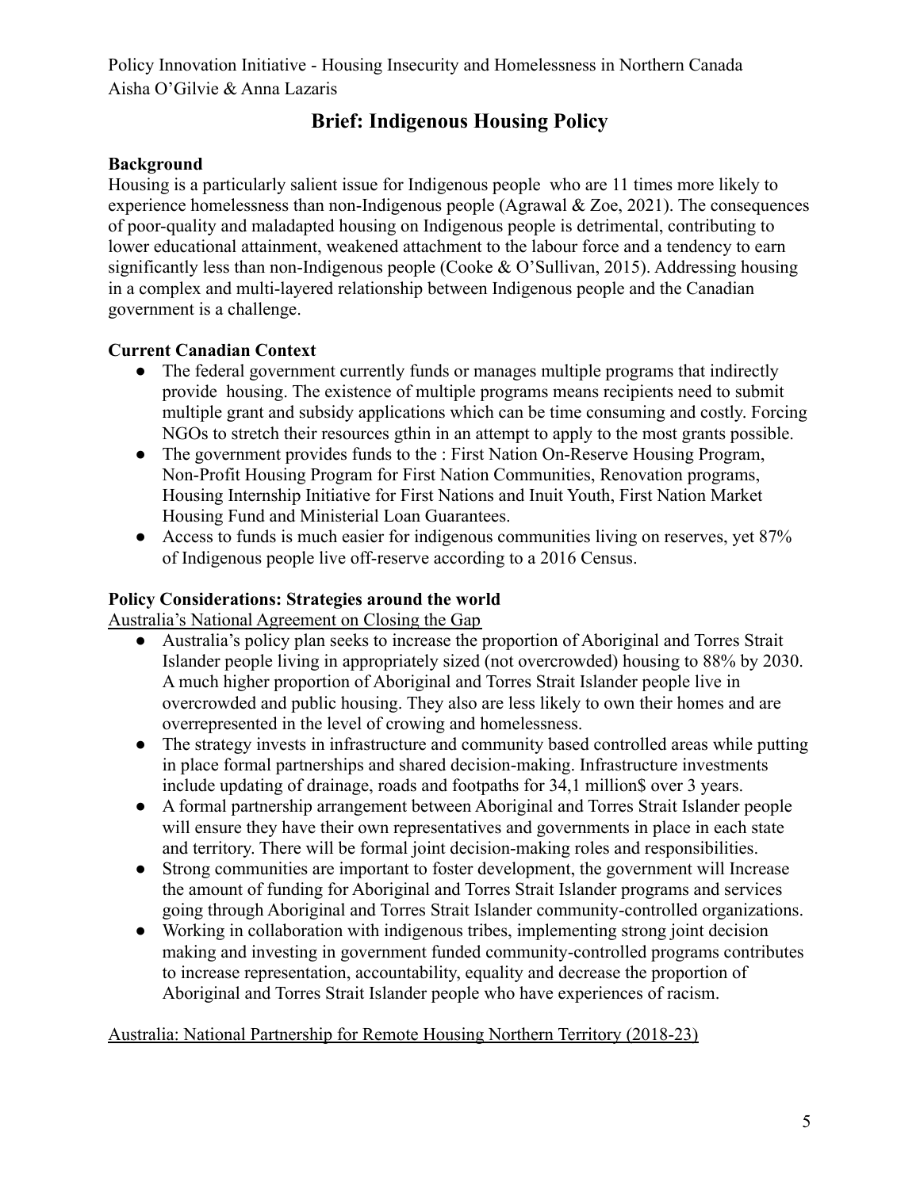Policy Innovation Initiative - Housing Insecurity and Homelessness in Northern Canada
Aisha O'Gilvie & Anna Lazaris

## Brief: Indigenous Housing Policy

**Background**

Housing is a particularly salient issue for Indigenous people who are 11 times more likely to experience homelessness than non-Indigenous people (Agrawal & Zoe, 2021). The consequences of poor-quality and maladapted housing on Indigenous people is detrimental, contributing to lower educational attainment, weakened attachment to the labour force and a tendency to earn significantly less than non-Indigenous people (Cooke & O'Sullivan, 2015). Addressing housing in a complex and multi-layered relationship between Indigenous people and the Canadian government is a challenge.

**Current Canadian Context**

- The federal government currently funds or manages multiple programs that indirectly provide housing. The existence of multiple programs means recipients need to submit multiple grant and subsidy applications which can be time consuming and costly. Forcing NGOs to stretch their resources gthin in an attempt to apply to the most grants possible.
- The government provides funds to the : First Nation On-Reserve Housing Program, Non-Profit Housing Program for First Nation Communities, Renovation programs, Housing Internship Initiative for First Nations and Inuit Youth, First Nation Market Housing Fund and Ministerial Loan Guarantees.
- Access to funds is much easier for indigenous communities living on reserves, yet 87% of Indigenous people live off-reserve according to a 2016 Census.

**Policy Considerations: Strategies around the world**

<u>Australia's National Agreement on Closing the Gap</u>

- Australia's policy plan seeks to increase the proportion of Aboriginal and Torres Strait Islander people living in appropriately sized (not overcrowded) housing to 88% by 2030. A much higher proportion of Aboriginal and Torres Strait Islander people live in overcrowded and public housing. They also are less likely to own their homes and are overrepresented in the level of crowing and homelessness.
- The strategy invests in infrastructure and community based controlled areas while putting in place formal partnerships and shared decision-making. Infrastructure investments include updating of drainage, roads and footpaths for 34,1 million$ over 3 years.
- A formal partnership arrangement between Aboriginal and Torres Strait Islander people will ensure they have their own representatives and governments in place in each state and territory. There will be formal joint decision-making roles and responsibilities.
- Strong communities are important to foster development, the government will Increase the amount of funding for Aboriginal and Torres Strait Islander programs and services going through Aboriginal and Torres Strait Islander community-controlled organizations.
- Working in collaboration with indigenous tribes, implementing strong joint decision making and investing in government funded community-controlled programs contributes to increase representation, accountability, equality and decrease the proportion of Aboriginal and Torres Strait Islander people who have experiences of racism.

<u>Australia: National Partnership for Remote Housing Northern Territory (2018-23)</u>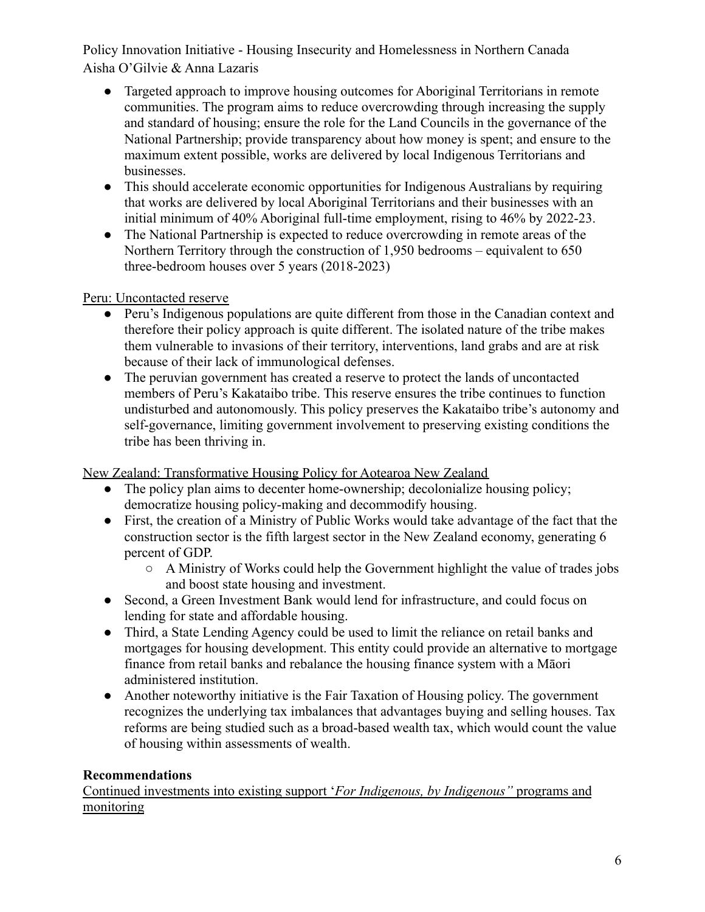- Targeted approach to improve housing outcomes for Aboriginal Territorians in remote communities. The program aims to reduce overcrowding through increasing the supply and standard of housing; ensure the role for the Land Councils in the governance of the National Partnership; provide transparency about how money is spent; and ensure to the maximum extent possible, works are delivered by local Indigenous Territorians and businesses.
- This should accelerate economic opportunities for Indigenous Australians by requiring that works are delivered by local Aboriginal Territorians and their businesses with an initial minimum of 40% Aboriginal full-time employment, rising to 46% by 2022-23.
- The National Partnership is expected to reduce overcrowding in remote areas of the Northern Territory through the construction of 1,950 bedrooms – equivalent to 650 three-bedroom houses over 5 years (2018-2023)

<u>Peru: Uncontacted reserve</u>

- Peru's Indigenous populations are quite different from those in the Canadian context and therefore their policy approach is quite different. The isolated nature of the tribe makes them vulnerable to invasions of their territory, interventions, land grabs and are at risk because of their lack of immunological defenses.
- The peruvian government has created a reserve to protect the lands of uncontacted members of Peru's Kakataibo tribe. This reserve ensures the tribe continues to function undisturbed and autonomously. This policy preserves the Kakataibo tribe's autonomy and self-governance, limiting government involvement to preserving existing conditions the tribe has been thriving in.

<u>New Zealand: Transformative Housing Policy for Aotearoa New Zealand</u>

- The policy plan aims to decenter home-ownership; decolonialize housing policy; democratize housing policy-making and decommodify housing.
- First, the creation of a Ministry of Public Works would take advantage of the fact that the construction sector is the fifth largest sector in the New Zealand economy, generating 6 percent of GDP.
  - A Ministry of Works could help the Government highlight the value of trades jobs and boost state housing and investment.
- Second, a Green Investment Bank would lend for infrastructure, and could focus on lending for state and affordable housing.
- Third, a State Lending Agency could be used to limit the reliance on retail banks and mortgages for housing development. This entity could provide an alternative to mortgage finance from retail banks and rebalance the housing finance system with a Māori administered institution.
- Another noteworthy initiative is the Fair Taxation of Housing policy. The government recognizes the underlying tax imbalances that advantages buying and selling houses. Tax reforms are being studied such as a broad-based wealth tax, which would count the value of housing within assessments of wealth.

## Recommendations

<u>Continued investments into existing support '*For Indigenous, by Indigenous"* programs and monitoring</u>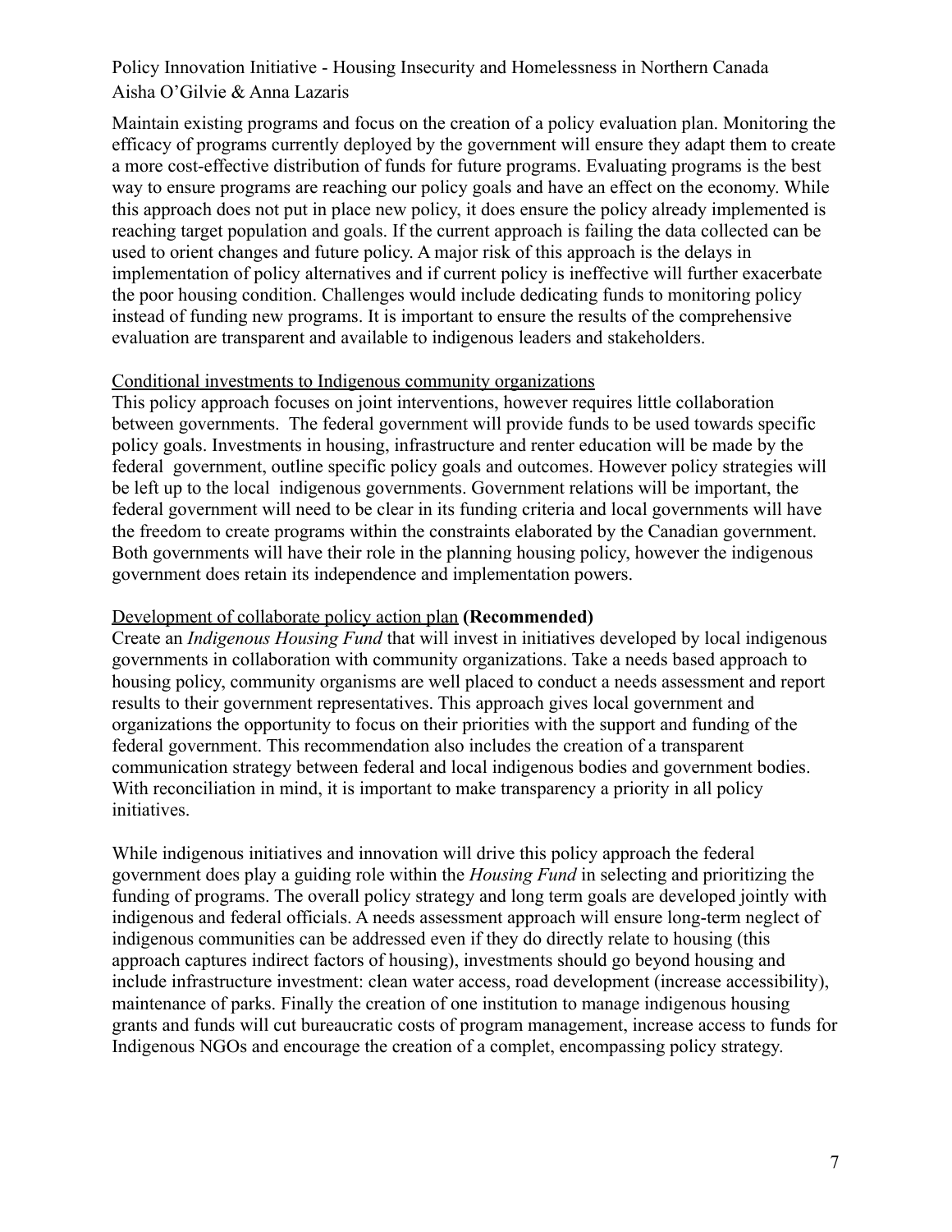Maintain existing programs and focus on the creation of a policy evaluation plan. Monitoring the efficacy of programs currently deployed by the government will ensure they adapt them to create a more cost-effective distribution of funds for future programs. Evaluating programs is the best way to ensure programs are reaching our policy goals and have an effect on the economy. While this approach does not put in place new policy, it does ensure the policy already implemented is reaching target population and goals. If the current approach is failing the data collected can be used to orient changes and future policy. A major risk of this approach is the delays in implementation of policy alternatives and if current policy is ineffective will further exacerbate the poor housing condition. Challenges would include dedicating funds to monitoring policy instead of funding new programs. It is important to ensure the results of the comprehensive evaluation are transparent and available to indigenous leaders and stakeholders.

<u>Conditional investments to Indigenous community organizations</u>

This policy approach focuses on joint interventions, however requires little collaboration between governments. The federal government will provide funds to be used towards specific policy goals. Investments in housing, infrastructure and renter education will be made by the federal government, outline specific policy goals and outcomes. However policy strategies will be left up to the local indigenous governments. Government relations will be important, the federal government will need to be clear in its funding criteria and local governments will have the freedom to create programs within the constraints elaborated by the Canadian government. Both governments will have their role in the planning housing policy, however the indigenous government does retain its independence and implementation powers.

<u>Development of collaborate policy action plan</u> **(Recommended)**

Create an *Indigenous Housing Fund* that will invest in initiatives developed by local indigenous governments in collaboration with community organizations. Take a needs based approach to housing policy, community organisms are well placed to conduct a needs assessment and report results to their government representatives. This approach gives local government and organizations the opportunity to focus on their priorities with the support and funding of the federal government. This recommendation also includes the creation of a transparent communication strategy between federal and local indigenous bodies and government bodies. With reconciliation in mind, it is important to make transparency a priority in all policy initiatives.

While indigenous initiatives and innovation will drive this policy approach the federal government does play a guiding role within the *Housing Fund* in selecting and prioritizing the funding of programs. The overall policy strategy and long term goals are developed jointly with indigenous and federal officials. A needs assessment approach will ensure long-term neglect of indigenous communities can be addressed even if they do directly relate to housing (this approach captures indirect factors of housing), investments should go beyond housing and include infrastructure investment: clean water access, road development (increase accessibility), maintenance of parks. Finally the creation of one institution to manage indigenous housing grants and funds will cut bureaucratic costs of program management, increase access to funds for Indigenous NGOs and encourage the creation of a complet, encompassing policy strategy.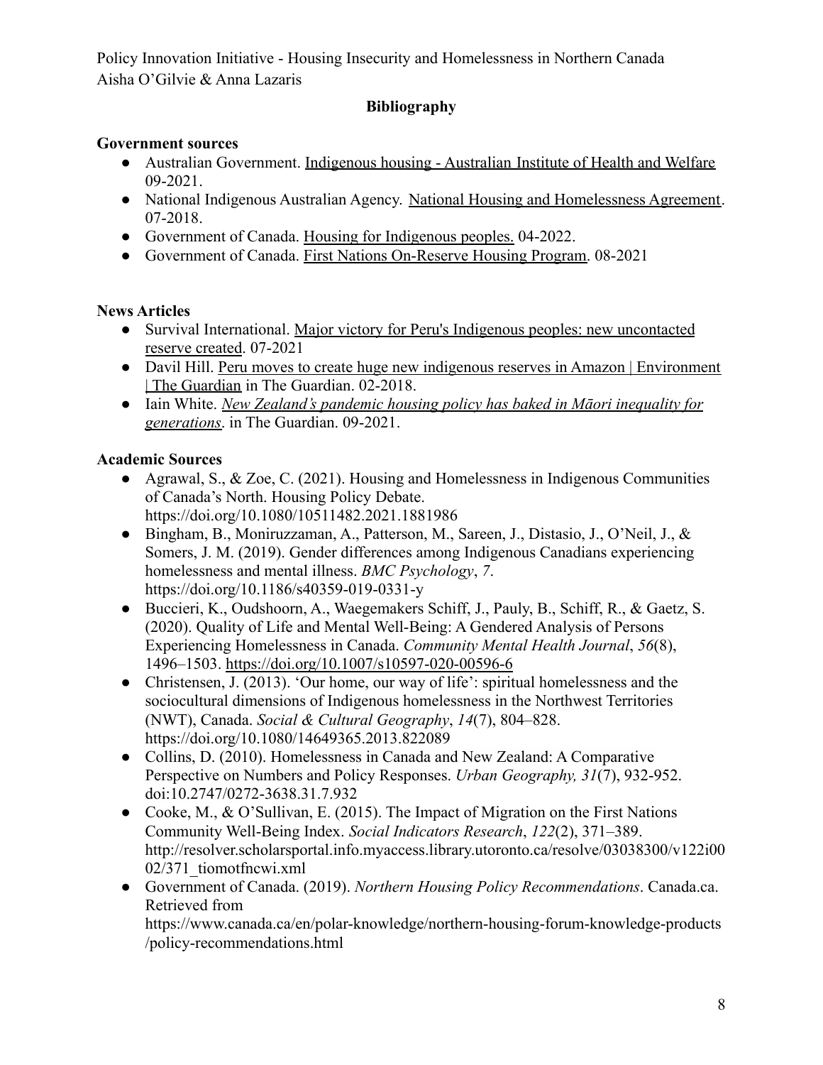**Bibliography**

**Government sources**

- Australian Government. Indigenous housing - Australian Institute of Health and Welfare 09-2021.
- National Indigenous Australian Agency. National Housing and Homelessness Agreement. 07-2018.
- Government of Canada. Housing for Indigenous peoples. 04-2022.
- Government of Canada. First Nations On-Reserve Housing Program. 08-2021

**News Articles**

- Survival International. Major victory for Peru's Indigenous peoples: new uncontacted reserve created. 07-2021
- Davil Hill. Peru moves to create huge new indigenous reserves in Amazon | Environment | The Guardian in The Guardian. 02-2018.
- Iain White. *New Zealand's pandemic housing policy has baked in Māori inequality for generations*. in The Guardian. 09-2021.

**Academic Sources**

- Agrawal, S., & Zoe, C. (2021). Housing and Homelessness in Indigenous Communities of Canada's North. Housing Policy Debate. https://doi.org/10.1080/10511482.2021.1881986
- Bingham, B., Moniruzzaman, A., Patterson, M., Sareen, J., Distasio, J., O'Neil, J., & Somers, J. M. (2019). Gender differences among Indigenous Canadians experiencing homelessness and mental illness. *BMC Psychology*, *7*. https://doi.org/10.1186/s40359-019-0331-y
- Buccieri, K., Oudshoorn, A., Waegemakers Schiff, J., Pauly, B., Schiff, R., & Gaetz, S. (2020). Quality of Life and Mental Well-Being: A Gendered Analysis of Persons Experiencing Homelessness in Canada. *Community Mental Health Journal*, *56*(8), 1496–1503. https://doi.org/10.1007/s10597-020-00596-6
- Christensen, J. (2013). 'Our home, our way of life': spiritual homelessness and the sociocultural dimensions of Indigenous homelessness in the Northwest Territories (NWT), Canada. *Social & Cultural Geography*, *14*(7), 804–828. https://doi.org/10.1080/14649365.2013.822089
- Collins, D. (2010). Homelessness in Canada and New Zealand: A Comparative Perspective on Numbers and Policy Responses. *Urban Geography, 31*(7), 932-952. doi:10.2747/0272-3638.31.7.932
- Cooke, M., & O'Sullivan, E. (2015). The Impact of Migration on the First Nations Community Well-Being Index. *Social Indicators Research*, *122*(2), 371–389. http://resolver.scholarsportal.info.myaccess.library.utoronto.ca/resolve/03038300/v122i0002/371_tiomotfncwi.xml
- Government of Canada. (2019). *Northern Housing Policy Recommendations*. Canada.ca. Retrieved from https://www.canada.ca/en/polar-knowledge/northern-housing-forum-knowledge-products/policy-recommendations.html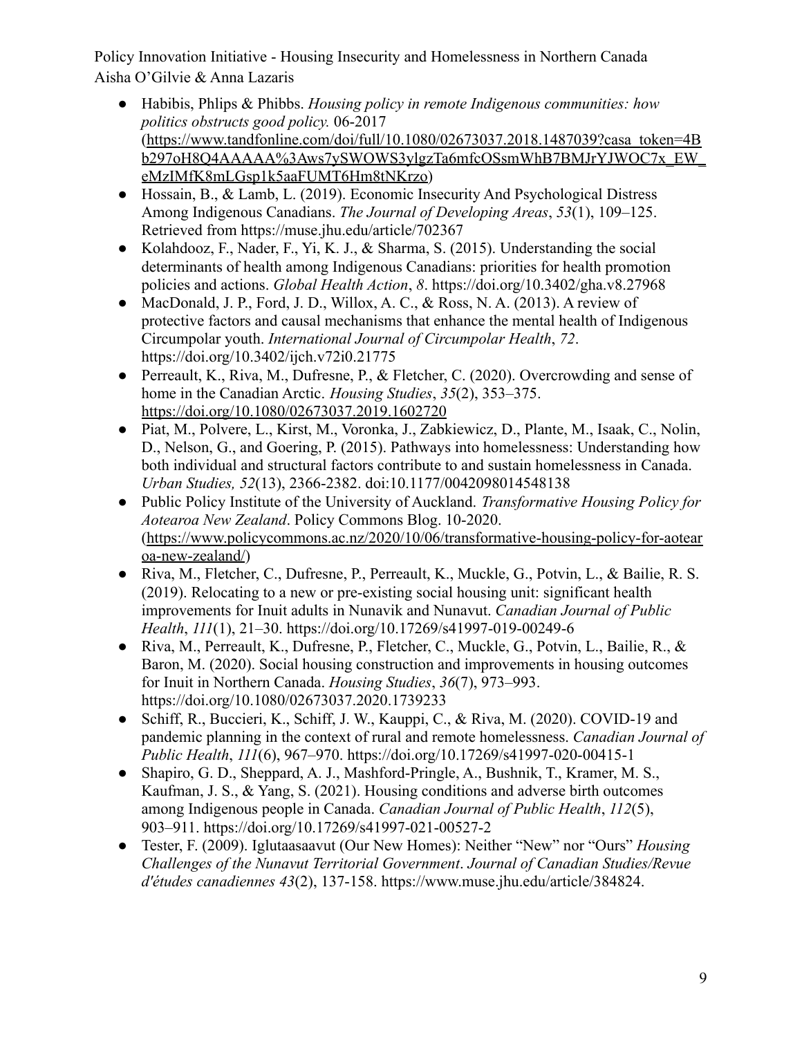- Habibis, Phlips & Phibbs. *Housing policy in remote Indigenous communities: how politics obstructs good policy.* 06-2017 (https://www.tandfonline.com/doi/full/10.1080/02673037.2018.1487039?casa_token=4Bb297oH8Q4AAAAA%3Aws7ySWOWS3ylgzTa6mfcOSsmWhB7BMJrYJWOC7x_EW_eMzIMfK8mLGsp1k5aaFUMT6Hm8tNKrzo)
- Hossain, B., & Lamb, L. (2019). Economic Insecurity And Psychological Distress Among Indigenous Canadians. *The Journal of Developing Areas*, *53*(1), 109–125. Retrieved from https://muse.jhu.edu/article/702367
- Kolahdooz, F., Nader, F., Yi, K. J., & Sharma, S. (2015). Understanding the social determinants of health among Indigenous Canadians: priorities for health promotion policies and actions. *Global Health Action*, *8*. https://doi.org/10.3402/gha.v8.27968
- MacDonald, J. P., Ford, J. D., Willox, A. C., & Ross, N. A. (2013). A review of protective factors and causal mechanisms that enhance the mental health of Indigenous Circumpolar youth. *International Journal of Circumpolar Health*, *72*. https://doi.org/10.3402/ijch.v72i0.21775
- Perreault, K., Riva, M., Dufresne, P., & Fletcher, C. (2020). Overcrowding and sense of home in the Canadian Arctic. *Housing Studies*, *35*(2), 353–375. https://doi.org/10.1080/02673037.2019.1602720
- Piat, M., Polvere, L., Kirst, M., Voronka, J., Zabkiewicz, D., Plante, M., Isaak, C., Nolin, D., Nelson, G., and Goering, P. (2015). Pathways into homelessness: Understanding how both individual and structural factors contribute to and sustain homelessness in Canada. *Urban Studies, 52*(13), 2366-2382. doi:10.1177/0042098014548138
- Public Policy Institute of the University of Auckland. *Transformative Housing Policy for Aotearoa New Zealand*. Policy Commons Blog. 10-2020. (https://www.policycommons.ac.nz/2020/10/06/transformative-housing-policy-for-aotearoa-new-zealand/)
- Riva, M., Fletcher, C., Dufresne, P., Perreault, K., Muckle, G., Potvin, L., & Bailie, R. S. (2019). Relocating to a new or pre-existing social housing unit: significant health improvements for Inuit adults in Nunavik and Nunavut. *Canadian Journal of Public Health*, *111*(1), 21–30. https://doi.org/10.17269/s41997-019-00249-6
- Riva, M., Perreault, K., Dufresne, P., Fletcher, C., Muckle, G., Potvin, L., Bailie, R., & Baron, M. (2020). Social housing construction and improvements in housing outcomes for Inuit in Northern Canada. *Housing Studies*, *36*(7), 973–993. https://doi.org/10.1080/02673037.2020.1739233
- Schiff, R., Buccieri, K., Schiff, J. W., Kauppi, C., & Riva, M. (2020). COVID-19 and pandemic planning in the context of rural and remote homelessness. *Canadian Journal of Public Health*, *111*(6), 967–970. https://doi.org/10.17269/s41997-020-00415-1
- Shapiro, G. D., Sheppard, A. J., Mashford-Pringle, A., Bushnik, T., Kramer, M. S., Kaufman, J. S., & Yang, S. (2021). Housing conditions and adverse birth outcomes among Indigenous people in Canada. *Canadian Journal of Public Health*, *112*(5), 903–911. https://doi.org/10.17269/s41997-021-00527-2
- Tester, F. (2009). Iglutaasaavut (Our New Homes): Neither "New" nor "Ours" *Housing Challenges of the Nunavut Territorial Government*. *Journal of Canadian Studies/Revue d'études canadiennes 43*(2), 137-158. https://www.muse.jhu.edu/article/384824.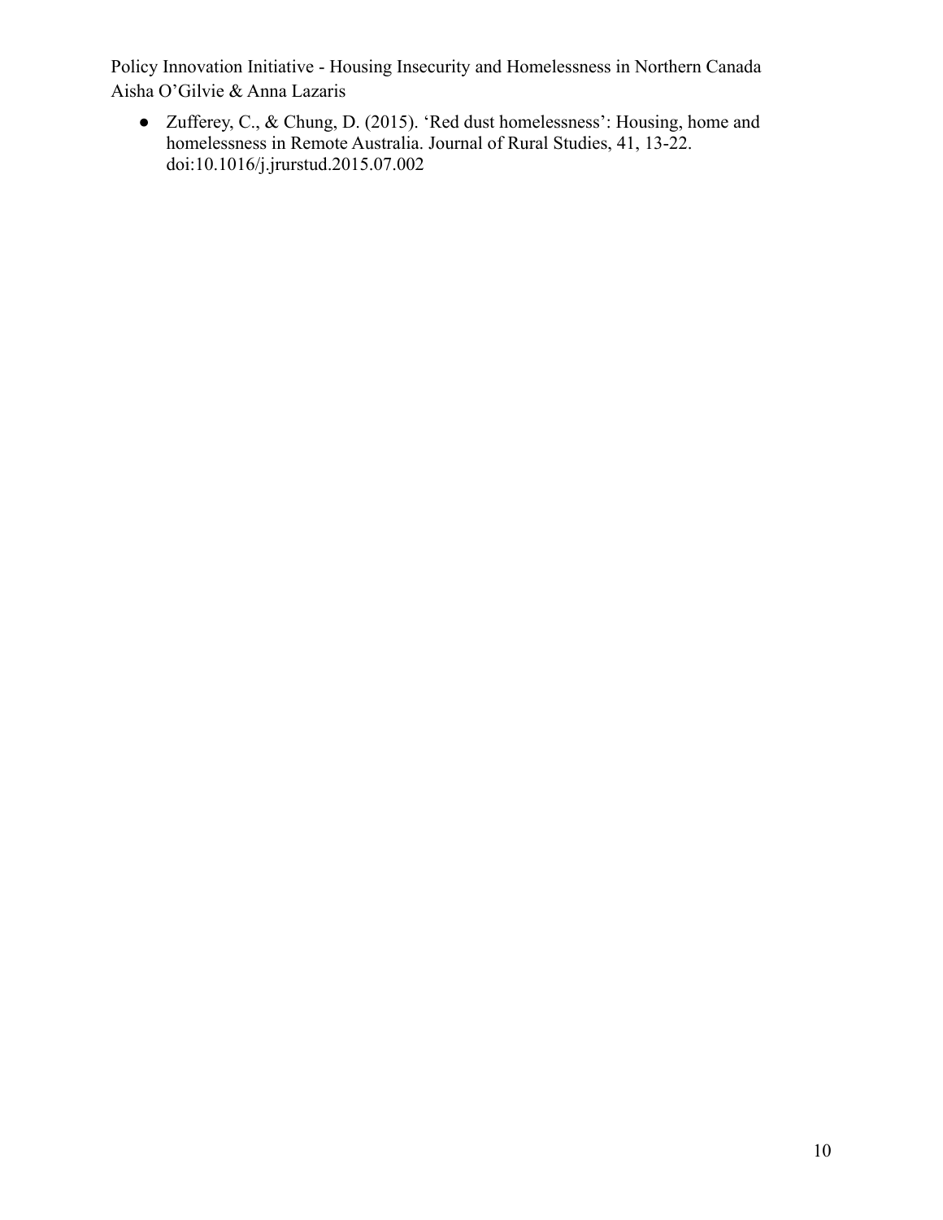- Zufferey, C., & Chung, D. (2015). 'Red dust homelessness': Housing, home and homelessness in Remote Australia. Journal of Rural Studies, 41, 13-22. doi:10.1016/j.jrurstud.2015.07.002